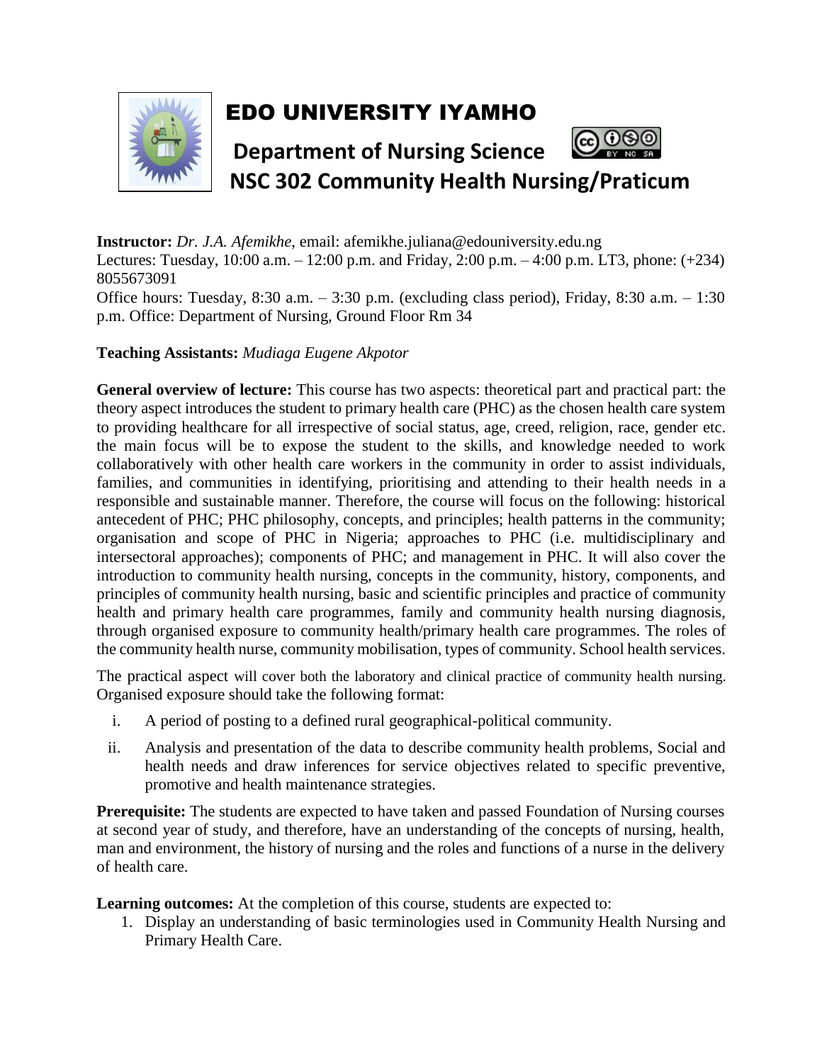# EDO UNIVERSITY IYAMHO

## Department of Nursing Science

## NSC 302 Community Health Nursing/Praticum

**Instructor:** *Dr. J.A. Afemikhe*, email: afemikhe.juliana@edouniversity.edu.ng
Lectures: Tuesday, 10:00 a.m. – 12:00 p.m. and Friday, 2:00 p.m. – 4:00 p.m. LT3, phone: (+234) 8055673091
Office hours: Tuesday, 8:30 a.m. – 3:30 p.m. (excluding class period), Friday, 8:30 a.m. – 1:30 p.m. Office: Department of Nursing, Ground Floor Rm 34

**Teaching Assistants:** *Mudiaga Eugene Akpotor*

**General overview of lecture:** This course has two aspects: theoretical part and practical part: the theory aspect introduces the student to primary health care (PHC) as the chosen health care system to providing healthcare for all irrespective of social status, age, creed, religion, race, gender etc. the main focus will be to expose the student to the skills, and knowledge needed to work collaboratively with other health care workers in the community in order to assist individuals, families, and communities in identifying, prioritising and attending to their health needs in a responsible and sustainable manner. Therefore, the course will focus on the following: historical antecedent of PHC; PHC philosophy, concepts, and principles; health patterns in the community; organisation and scope of PHC in Nigeria; approaches to PHC (i.e. multidisciplinary and intersectoral approaches); components of PHC; and management in PHC. It will also cover the introduction to community health nursing, concepts in the community, history, components, and principles of community health nursing, basic and scientific principles and practice of community health and primary health care programmes, family and community health nursing diagnosis, through organised exposure to community health/primary health care programmes. The roles of the community health nurse, community mobilisation, types of community. School health services.

The practical aspect will cover both the laboratory and clinical practice of community health nursing. Organised exposure should take the following format:

i. A period of posting to a defined rural geographical-political community.
ii. Analysis and presentation of the data to describe community health problems, Social and health needs and draw inferences for service objectives related to specific preventive, promotive and health maintenance strategies.

**Prerequisite:** The students are expected to have taken and passed Foundation of Nursing courses at second year of study, and therefore, have an understanding of the concepts of nursing, health, man and environment, the history of nursing and the roles and functions of a nurse in the delivery of health care.

**Learning outcomes:** At the completion of this course, students are expected to:

1. Display an understanding of basic terminologies used in Community Health Nursing and Primary Health Care.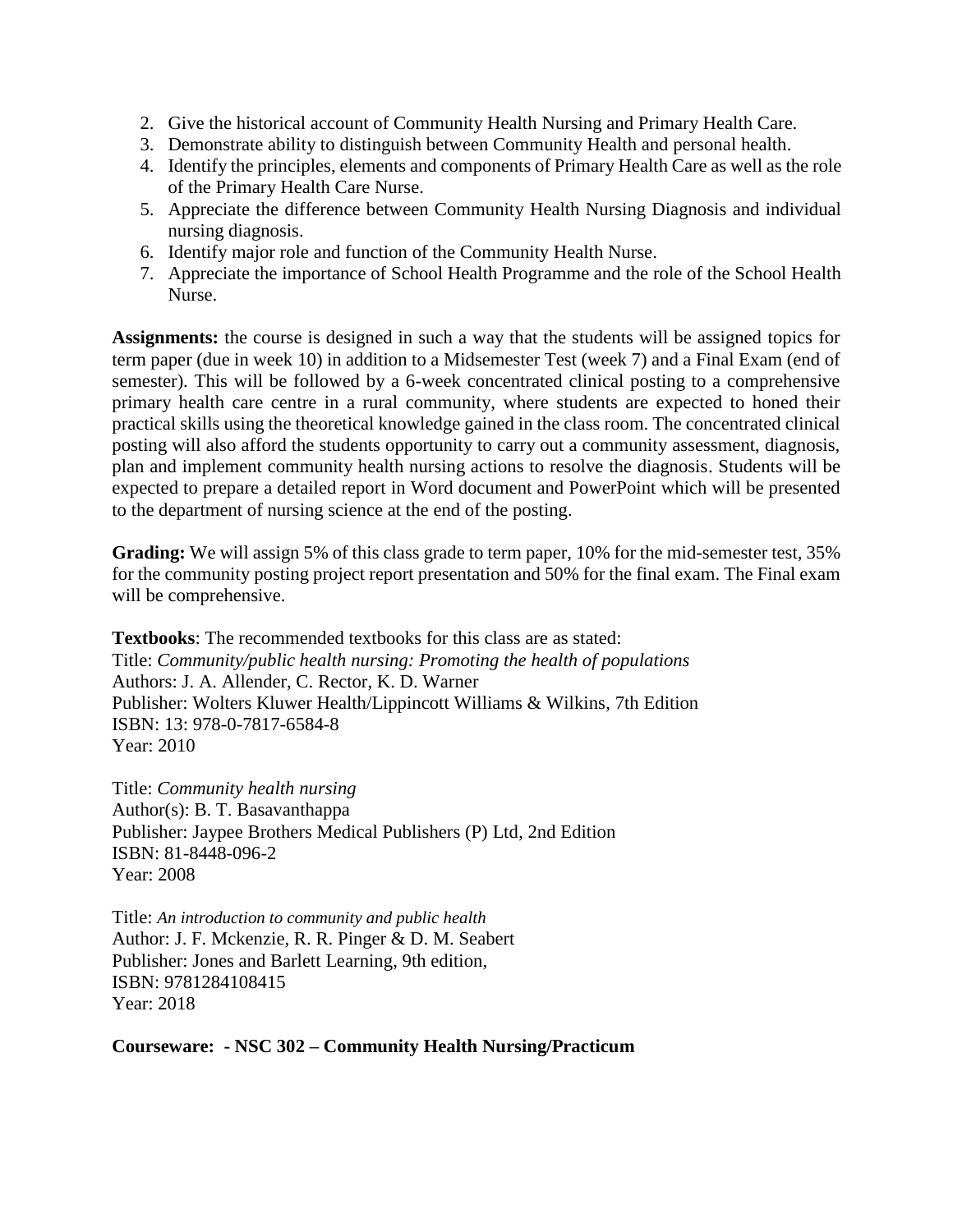2. Give the historical account of Community Health Nursing and Primary Health Care.
3. Demonstrate ability to distinguish between Community Health and personal health.
4. Identify the principles, elements and components of Primary Health Care as well as the role of the Primary Health Care Nurse.
5. Appreciate the difference between Community Health Nursing Diagnosis and individual nursing diagnosis.
6. Identify major role and function of the Community Health Nurse.
7. Appreciate the importance of School Health Programme and the role of the School Health Nurse.

**Assignments:** the course is designed in such a way that the students will be assigned topics for term paper (due in week 10) in addition to a Midsemester Test (week 7) and a Final Exam (end of semester). This will be followed by a 6-week concentrated clinical posting to a comprehensive primary health care centre in a rural community, where students are expected to honed their practical skills using the theoretical knowledge gained in the class room. The concentrated clinical posting will also afford the students opportunity to carry out a community assessment, diagnosis, plan and implement community health nursing actions to resolve the diagnosis. Students will be expected to prepare a detailed report in Word document and PowerPoint which will be presented to the department of nursing science at the end of the posting.

**Grading:** We will assign 5% of this class grade to term paper, 10% for the mid-semester test, 35% for the community posting project report presentation and 50% for the final exam. The Final exam will be comprehensive.

**Textbooks**: The recommended textbooks for this class are as stated:
Title: *Community/public health nursing: Promoting the health of populations*
Authors: J. A. Allender, C. Rector, K. D. Warner
Publisher: Wolters Kluwer Health/Lippincott Williams & Wilkins, 7th Edition
ISBN: 13: 978-0-7817-6584-8
Year: 2010

Title: *Community health nursing*
Author(s): B. T. Basavanthappa
Publisher: Jaypee Brothers Medical Publishers (P) Ltd, 2nd Edition
ISBN: 81-8448-096-2
Year: 2008

Title: *An introduction to community and public health*
Author: J. F. Mckenzie, R. R. Pinger & D. M. Seabert
Publisher: Jones and Barlett Learning, 9th edition,
ISBN: 9781284108415
Year: 2018

**Courseware: - NSC 302 – Community Health Nursing/Practicum**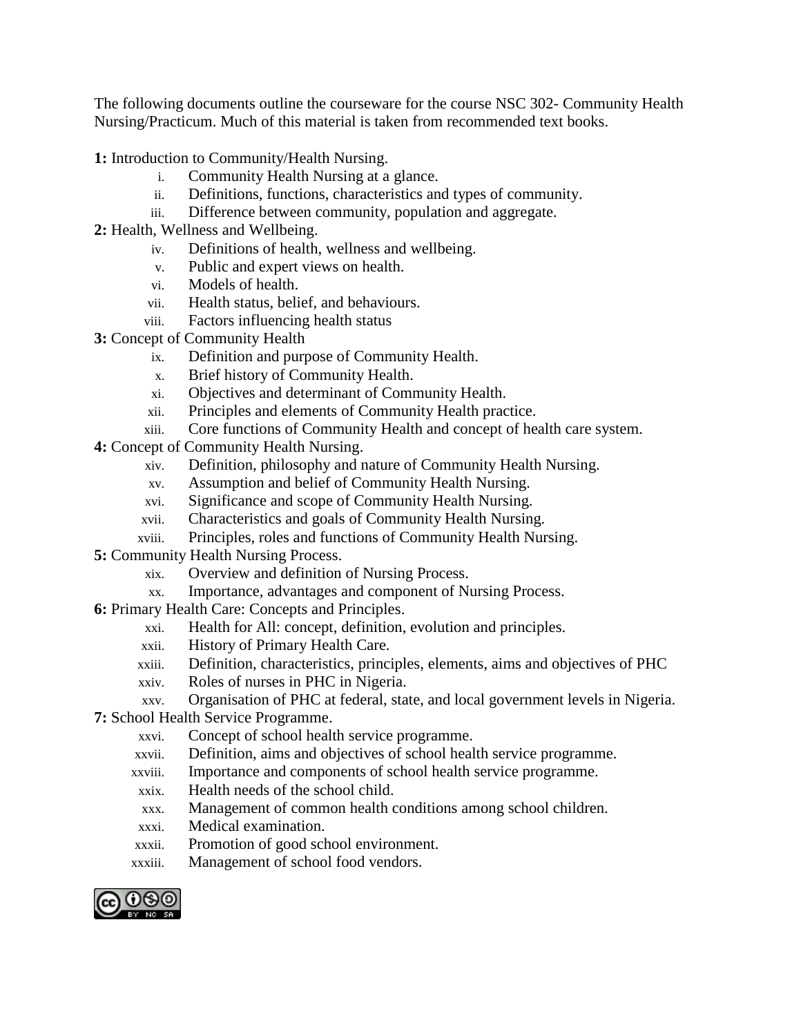The following documents outline the courseware for the course NSC 302- Community Health Nursing/Practicum. Much of this material is taken from recommended text books.

**1:** Introduction to Community/Health Nursing.

- i. Community Health Nursing at a glance.
- ii. Definitions, functions, characteristics and types of community.
- iii. Difference between community, population and aggregate.

**2:** Health, Wellness and Wellbeing.

- iv. Definitions of health, wellness and wellbeing.
- v. Public and expert views on health.
- vi. Models of health.
- vii. Health status, belief, and behaviours.
- viii. Factors influencing health status

**3:** Concept of Community Health

- ix. Definition and purpose of Community Health.
- x. Brief history of Community Health.
- xi. Objectives and determinant of Community Health.
- xii. Principles and elements of Community Health practice.
- xiii. Core functions of Community Health and concept of health care system.

**4:** Concept of Community Health Nursing.

- xiv. Definition, philosophy and nature of Community Health Nursing.
- xv. Assumption and belief of Community Health Nursing.
- xvi. Significance and scope of Community Health Nursing.
- xvii. Characteristics and goals of Community Health Nursing.
- xviii. Principles, roles and functions of Community Health Nursing.

**5:** Community Health Nursing Process.

- xix. Overview and definition of Nursing Process.
- xx. Importance, advantages and component of Nursing Process.

**6:** Primary Health Care: Concepts and Principles.

- xxi. Health for All: concept, definition, evolution and principles.
- xxii. History of Primary Health Care.
- xxiii. Definition, characteristics, principles, elements, aims and objectives of PHC
- xxiv. Roles of nurses in PHC in Nigeria.
- xxv. Organisation of PHC at federal, state, and local government levels in Nigeria.

**7:** School Health Service Programme.

- xxvi. Concept of school health service programme.
- xxvii. Definition, aims and objectives of school health service programme.
- xxviii. Importance and components of school health service programme.
- xxix. Health needs of the school child.
- xxx. Management of common health conditions among school children.
- xxxi. Medical examination.
- xxxii. Promotion of good school environment.
- xxxiii. Management of school food vendors.